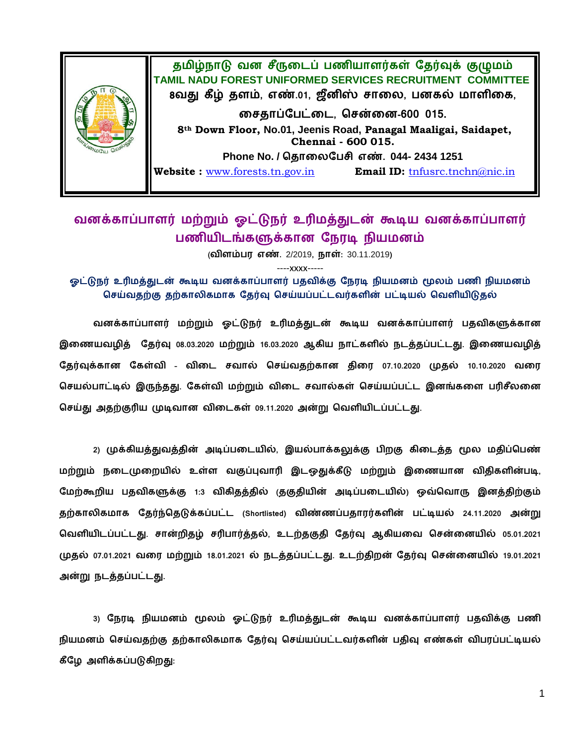**தமிழ்நாடு வன சீருடைப் பணியாளர்கள் தேர்வுக் குழுமம்**
**TAMIL NADU FOREST UNIFORMED SERVICES RECRUITMENT COMMITTEE**
**8வது கீழ் தளம், எண்.01, ஜீனிஸ் சாலை, பனகல் மாளிகை,**
**சைதாப்பேட்டை, சென்னை-600 015.**
**8th Down Floor, No.01, Jeenis Road, Panagal Maaligai, Saidapet, Chennai - 600 015.**
**Phone No. / தொலைபேசி எண். 044- 2434 1251**
**Website :** www.forests.tn.gov.in **Email ID:** tnfusrc.tnchn@nic.in

# வனக்காப்பாளர் மற்றும் ஓட்டுநர் உரிமத்துடன் கூடிய வனக்காப்பாளர் பணியிடங்களுக்கான நேரடி நியமனம்

(விளம்பர எண். 2/2019, நாள்: 30.11.2019)

----xxxx-----

## ஓட்டுநர் உரிமத்துடன் கூடிய வனக்காப்பாளர் பதவிக்கு நேரடி நியமனம் மூலம் பணி நியமனம் செய்வதற்கு தற்காலிகமாக தேர்வு செய்யப்பட்டவர்களின் பட்டியல் வெளியிடுதல்

வனக்காப்பாளர் மற்றும் ஓட்டுநர் உரிமத்துடன் கூடிய வனக்காப்பாளர் பதவிகளுக்கான இணையவழித் தேர்வு 08.03.2020 மற்றும் 16.03.2020 ஆகிய நாட்களில் நடத்தப்பட்டது. இணையவழித் தேர்வுக்கான கேள்வி - விடை சவால் செய்வதற்கான திரை 07.10.2020 முதல் 10.10.2020 வரை செயல்பாட்டில் இருந்தது. கேள்வி மற்றும் விடை சவால்கள் செய்யப்பட்ட இனங்களை பரிசீலனை செய்து அதற்குரிய முடிவான விடைகள் 09.11.2020 அன்று வெளியிடப்பட்டது.

2) முக்கியத்துவத்தின் அடிப்படையில், இயல்பாக்கலுக்கு பிறகு கிடைத்த மூல மதிப்பெண் மற்றும் நடைமுறையில் உள்ள வகுப்புவாரி இடஒதுக்கீடு மற்றும் இணையான விதிகளின்படி, மேற்கூறிய பதவிகளுக்கு 1:3 விகிதத்தில் (தகுதியின் அடிப்படையில்) ஒவ்வொரு இனத்திற்கும் தற்காலிகமாக தேர்ந்தெடுக்கப்பட்ட (Shortlisted) விண்ணப்பதாரர்களின் பட்டியல் 24.11.2020 அன்று வெளியிடப்பட்டது. சான்றிதழ் சரிபார்த்தல், உடற்தகுதி தேர்வு ஆகியவை சென்னையில் 05.01.2021 முதல் 07.01.2021 வரை மற்றும் 18.01.2021 ல் நடத்தப்பட்டது. உடற்திறன் தேர்வு சென்னையில் 19.01.2021 அன்று நடத்தப்பட்டது.

3) நேரடி நியமனம் மூலம் ஓட்டுநர் உரிமத்துடன் கூடிய வனக்காப்பாளர் பதவிக்கு பணி நியமனம் செய்வதற்கு தற்காலிகமாக தேர்வு செய்யப்பட்டவர்களின் பதிவு எண்கள் விபரப்பட்டியல் கீழே அளிக்கப்படுகிறது: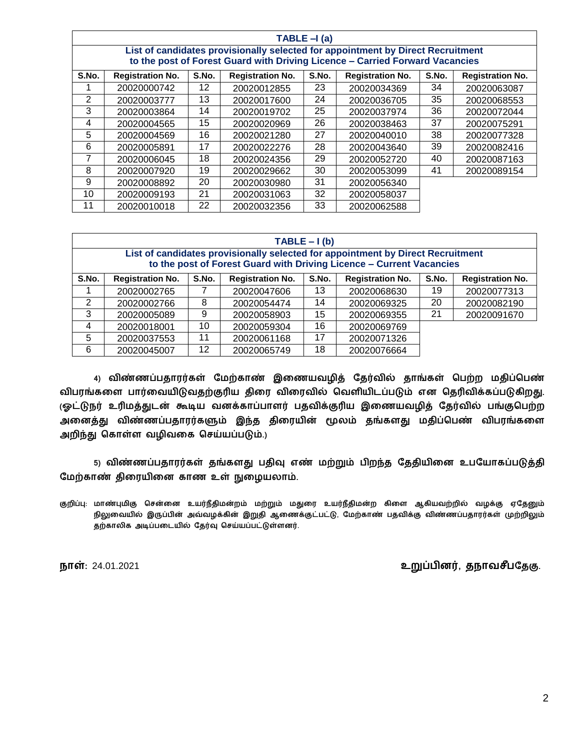| TABLE –I (a) | | | | | | | |
|---|---|---|---|---|---|---|---|
| List of candidates provisionally selected for appointment by Direct Recruitment to the post of Forest Guard with Driving Licence – Carried Forward Vacancies | | | | | | | |
| S.No. | Registration No. | S.No. | Registration No. | S.No. | Registration No. | S.No. | Registration No. |
| 1 | 20020000742 | 12 | 20020012855 | 23 | 20020034369 | 34 | 20020063087 |
| 2 | 20020003777 | 13 | 20020017600 | 24 | 20020036705 | 35 | 20020068553 |
| 3 | 20020003864 | 14 | 20020019702 | 25 | 20020037974 | 36 | 20020072044 |
| 4 | 20020004565 | 15 | 20020020969 | 26 | 20020038463 | 37 | 20020075291 |
| 5 | 20020004569 | 16 | 20020021280 | 27 | 20020040010 | 38 | 20020077328 |
| 6 | 20020005891 | 17 | 20020022276 | 28 | 20020043640 | 39 | 20020082416 |
| 7 | 20020006045 | 18 | 20020024356 | 29 | 20020052720 | 40 | 20020087163 |
| 8 | 20020007920 | 19 | 20020029662 | 30 | 20020053099 | 41 | 20020089154 |
| 9 | 20020008892 | 20 | 20020030980 | 31 | 20020056340 | | |
| 10 | 20020009193 | 21 | 20020031063 | 32 | 20020058037 | | |
| 11 | 20020010018 | 22 | 20020032356 | 33 | 20020062588 | | |

| TABLE – I (b) | | | | | | | |
|---|---|---|---|---|---|---|---|
| List of candidates provisionally selected for appointment by Direct Recruitment to the post of Forest Guard with Driving Licence – Current Vacancies | | | | | | | |
| S.No. | Registration No. | S.No. | Registration No. | S.No. | Registration No. | S.No. | Registration No. |
| 1 | 20020002765 | 7 | 20020047606 | 13 | 20020068630 | 19 | 20020077313 |
| 2 | 20020002766 | 8 | 20020054474 | 14 | 20020069325 | 20 | 20020082190 |
| 3 | 20020005089 | 9 | 20020058903 | 15 | 20020069355 | 21 | 20020091670 |
| 4 | 20020018001 | 10 | 20020059304 | 16 | 20020069769 | | |
| 5 | 20020037553 | 11 | 20020061168 | 17 | 20020071326 | | |
| 6 | 20020045007 | 12 | 20020065749 | 18 | 20020076664 | | |

4) **விண்ணப்பதாரர்கள் மேற்காண் இணையவழித் தேர்வில் தாங்கள் பெற்ற மதிப்பெண் விபரங்களை பார்வையிடுவதற்குரிய திரை விரைவில் வெளியிடப்படும் என தெரிவிக்கப்படுகிறது. (ஓட்டுநர் உரிமத்துடன் கூடிய வனக்காப்பாளர் பதவிக்குரிய இணையவழித் தேர்வில் பங்குபெற்ற அனைத்து விண்ணப்பதாரர்களும் இந்த திரையின் மூலம் தங்களது மதிப்பெண் விபரங்களை அறிந்து கொள்ள வழிவகை செய்யப்படும்.)**

5) **விண்ணப்பதாரர்கள் தங்களது பதிவு எண் மற்றும் பிறந்த தேதியினை உபயோகப்படுத்தி மேற்காண் திரையினை காண உள் நுழையலாம்.**

குறிப்பு: மாண்புமிகு சென்னை உயர்நீதிமன்றம் மற்றும் மதுரை உயர்நீதிமன்ற கிளை ஆகியவற்றில் வழக்கு ஏதேனும் நிலுவையில் இருப்பின் அவ்வழக்கின் இறுதி ஆணைக்குட்பட்டு, மேற்காண் பதவிக்கு விண்ணப்பதாரர்கள் முற்றிலும் தற்காலிக அடிப்படையில் தேர்வு செய்யப்பட்டுள்ளனர்.

**நாள்:** 24.01.2021 **உறுப்பினர், தநாவசீபதேகு.**